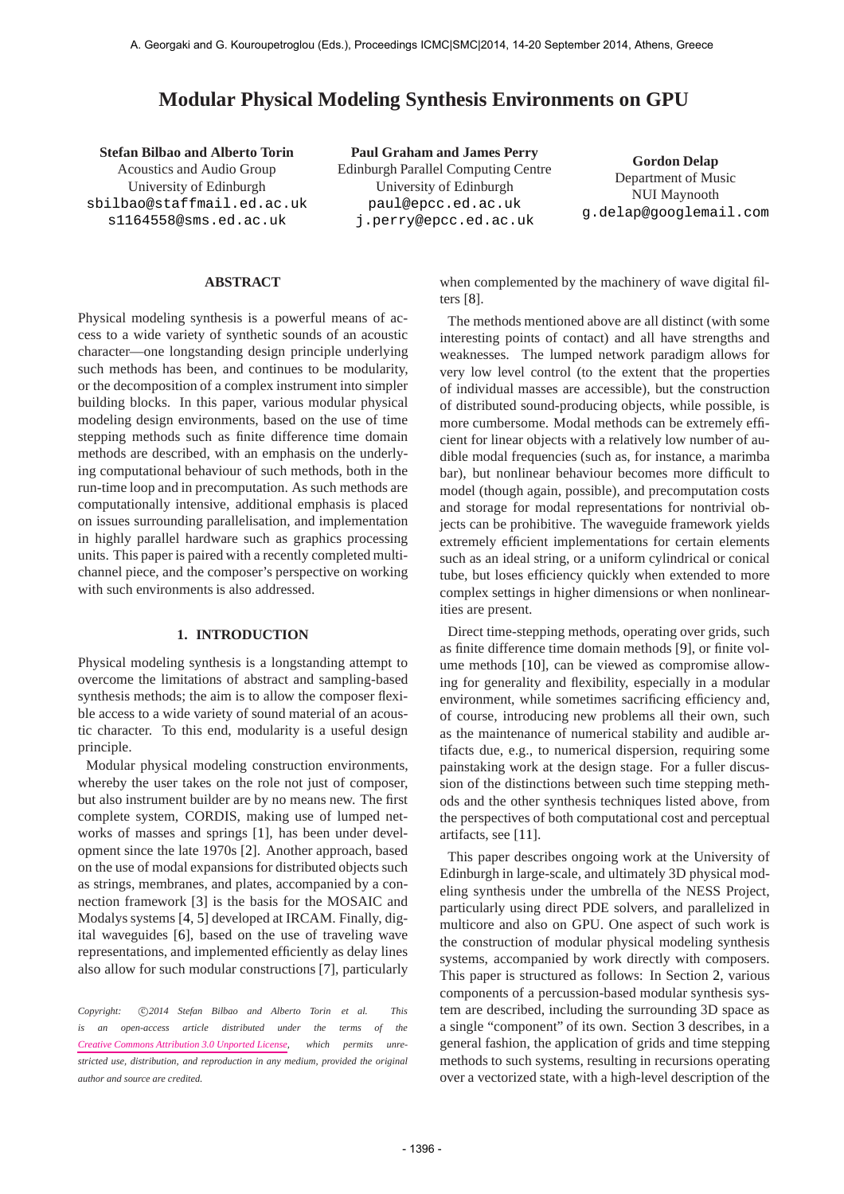# Modular Physical Modeling Synthesis Environments on GPU

**Stefan Bilbao and Alberto Torin**
Acoustics and Audio Group
University of Edinburgh
sbilbao@staffmail.ed.ac.uk
s1164558@sms.ed.ac.uk

**Paul Graham and James Perry**
Edinburgh Parallel Computing Centre
University of Edinburgh
paul@epcc.ed.ac.uk
j.perry@epcc.ed.ac.uk

**Gordon Delap**
Department of Music
NUI Maynooth
g.delap@googlemail.com

## ABSTRACT

Physical modeling synthesis is a powerful means of access to a wide variety of synthetic sounds of an acoustic character—one longstanding design principle underlying such methods has been, and continues to be modularity, or the decomposition of a complex instrument into simpler building blocks. In this paper, various modular physical modeling design environments, based on the use of time stepping methods such as finite difference time domain methods are described, with an emphasis on the underlying computational behaviour of such methods, both in the run-time loop and in precomputation. As such methods are computationally intensive, additional emphasis is placed on issues surrounding parallelisation, and implementation in highly parallel hardware such as graphics processing units. This paper is paired with a recently completed multichannel piece, and the composer's perspective on working with such environments is also addressed.

## 1. INTRODUCTION

Physical modeling synthesis is a longstanding attempt to overcome the limitations of abstract and sampling-based synthesis methods; the aim is to allow the composer flexible access to a wide variety of sound material of an acoustic character. To this end, modularity is a useful design principle.

Modular physical modeling construction environments, whereby the user takes on the role not just of composer, but also instrument builder are by no means new. The first complete system, CORDIS, making use of lumped networks of masses and springs [1], has been under development since the late 1970s [2]. Another approach, based on the use of modal expansions for distributed objects such as strings, membranes, and plates, accompanied by a connection framework [3] is the basis for the MOSAIC and Modalys systems [4, 5] developed at IRCAM. Finally, digital waveguides [6], based on the use of traveling wave representations, and implemented efficiently as delay lines also allow for such modular constructions [7], particularly when complemented by the machinery of wave digital filters [8].

The methods mentioned above are all distinct (with some interesting points of contact) and all have strengths and weaknesses. The lumped network paradigm allows for very low level control (to the extent that the properties of individual masses are accessible), but the construction of distributed sound-producing objects, while possible, is more cumbersome. Modal methods can be extremely efficient for linear objects with a relatively low number of audible modal frequencies (such as, for instance, a marimba bar), but nonlinear behaviour becomes more difficult to model (though again, possible), and precomputation costs and storage for modal representations for nontrivial objects can be prohibitive. The waveguide framework yields extremely efficient implementations for certain elements such as an ideal string, or a uniform cylindrical or conical tube, but loses efficiency quickly when extended to more complex settings in higher dimensions or when nonlinearities are present.

Direct time-stepping methods, operating over grids, such as finite difference time domain methods [9], or finite volume methods [10], can be viewed as compromise allowing for generality and flexibility, especially in a modular environment, while sometimes sacrificing efficiency and, of course, introducing new problems all their own, such as the maintenance of numerical stability and audible artifacts due, e.g., to numerical dispersion, requiring some painstaking work at the design stage. For a fuller discussion of the distinctions between such time stepping methods and the other synthesis techniques listed above, from the perspectives of both computational cost and perceptual artifacts, see [11].

This paper describes ongoing work at the University of Edinburgh in large-scale, and ultimately 3D physical modeling synthesis under the umbrella of the NESS Project, particularly using direct PDE solvers, and parallelized in multicore and also on GPU. One aspect of such work is the construction of modular physical modeling synthesis systems, accompanied by work directly with composers. This paper is structured as follows: In Section 2, various components of a percussion-based modular synthesis system are described, including the surrounding 3D space as a single "component" of its own. Section 3 describes, in a general fashion, the application of grids and time stepping methods to such systems, resulting in recursions operating over a vectorized state, with a high-level description of the

*Copyright: ©2014 Stefan Bilbao and Alberto Torin et al. This is an open-access article distributed under the terms of the Creative Commons Attribution 3.0 Unported License, which permits unrestricted use, distribution, and reproduction in any medium, provided the original author and source are credited.*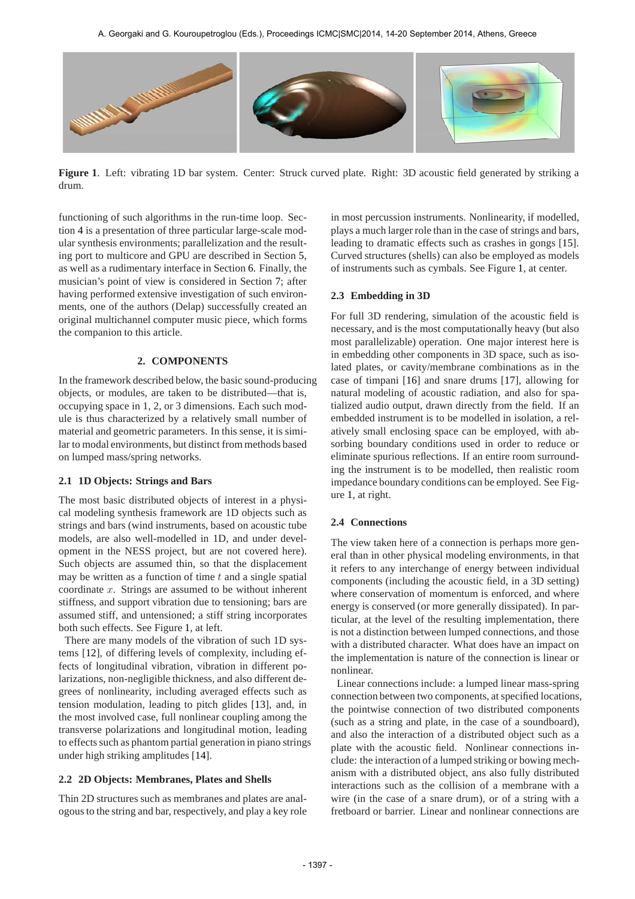**Figure 1**. Left: vibrating 1D bar system. Center: Struck curved plate. Right: 3D acoustic field generated by striking a drum.

functioning of such algorithms in the run-time loop. Section 4 is a presentation of three particular large-scale modular synthesis environments; parallelization and the resulting port to multicore and GPU are described in Section 5, as well as a rudimentary interface in Section 6. Finally, the musician's point of view is considered in Section 7; after having performed extensive investigation of such environments, one of the authors (Delap) successfully created an original multichannel computer music piece, which forms the companion to this article.

## 2. COMPONENTS

In the framework described below, the basic sound-producing objects, or modules, are taken to be distributed—that is, occupying space in 1, 2, or 3 dimensions. Each such module is thus characterized by a relatively small number of material and geometric parameters. In this sense, it is similar to modal environments, but distinct from methods based on lumped mass/spring networks.

### 2.1 1D Objects: Strings and Bars

The most basic distributed objects of interest in a physical modeling synthesis framework are 1D objects such as strings and bars (wind instruments, based on acoustic tube models, are also well-modelled in 1D, and under development in the NESS project, but are not covered here). Such objects are assumed thin, so that the displacement may be written as a function of time $t$ and a single spatial coordinate $x$. Strings are assumed to be without inherent stiffness, and support vibration due to tensioning; bars are assumed stiff, and untensioned; a stiff string incorporates both such effects. See Figure 1, at left.

There are many models of the vibration of such 1D systems [12], of differing levels of complexity, including effects of longitudinal vibration, vibration in different polarizations, non-negligible thickness, and also different degrees of nonlinearity, including averaged effects such as tension modulation, leading to pitch glides [13], and, in the most involved case, full nonlinear coupling among the transverse polarizations and longitudinal motion, leading to effects such as phantom partial generation in piano strings under high striking amplitudes [14].

### 2.2 2D Objects: Membranes, Plates and Shells

Thin 2D structures such as membranes and plates are analogous to the string and bar, respectively, and play a key role in most percussion instruments. Nonlinearity, if modelled, plays a much larger role than in the case of strings and bars, leading to dramatic effects such as crashes in gongs [15]. Curved structures (shells) can also be employed as models of instruments such as cymbals. See Figure 1, at center.

### 2.3 Embedding in 3D

For full 3D rendering, simulation of the acoustic field is necessary, and is the most computationally heavy (but also most parallelizable) operation. One major interest here is in embedding other components in 3D space, such as isolated plates, or cavity/membrane combinations as in the case of timpani [16] and snare drums [17], allowing for natural modeling of acoustic radiation, and also for spatialized audio output, drawn directly from the field. If an embedded instrument is to be modelled in isolation, a relatively small enclosing space can be employed, with absorbing boundary conditions used in order to reduce or eliminate spurious reflections. If an entire room surrounding the instrument is to be modelled, then realistic room impedance boundary conditions can be employed. See Figure 1, at right.

### 2.4 Connections

The view taken here of a connection is perhaps more general than in other physical modeling environments, in that it refers to any interchange of energy between individual components (including the acoustic field, in a 3D setting) where conservation of momentum is enforced, and where energy is conserved (or more generally dissipated). In particular, at the level of the resulting implementation, there is not a distinction between lumped connections, and those with a distributed character. What does have an impact on the implementation is nature of the connection is linear or nonlinear.

Linear connections include: a lumped linear mass-spring connection between two components, at specified locations, the pointwise connection of two distributed components (such as a string and plate, in the case of a soundboard), and also the interaction of a distributed object such as a plate with the acoustic field. Nonlinear connections include: the interaction of a lumped striking or bowing mechanism with a distributed object, ans also fully distributed interactions such as the collision of a membrane with a wire (in the case of a snare drum), or of a string with a fretboard or barrier. Linear and nonlinear connections are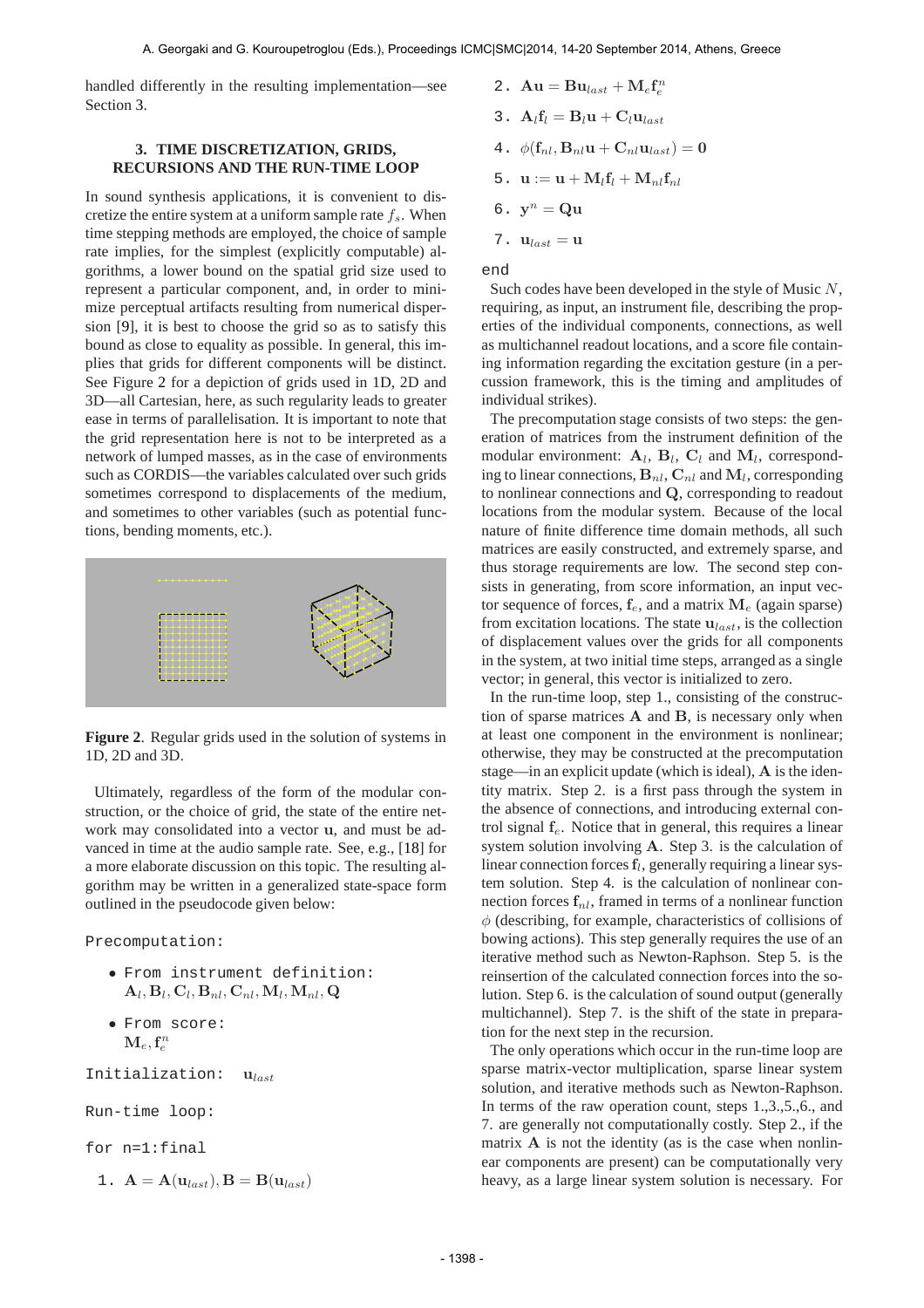handled differently in the resulting implementation—see Section 3.

### 3. TIME DISCRETIZATION, GRIDS, RECURSIONS AND THE RUN-TIME LOOP

In sound synthesis applications, it is convenient to discretize the entire system at a uniform sample rate $f_s$. When time stepping methods are employed, the choice of sample rate implies, for the simplest (explicitly computable) algorithms, a lower bound on the spatial grid size used to represent a particular component, and, in order to minimize perceptual artifacts resulting from numerical dispersion [9], it is best to choose the grid so as to satisfy this bound as close to equality as possible. In general, this implies that grids for different components will be distinct. See Figure 2 for a depiction of grids used in 1D, 2D and 3D—all Cartesian, here, as such regularity leads to greater ease in terms of parallelisation. It is important to note that the grid representation here is not to be interpreted as a network of lumped masses, as in the case of environments such as CORDIS—the variables calculated over such grids sometimes correspond to displacements of the medium, and sometimes to other variables (such as potential functions, bending moments, etc.).

**Figure 2**. Regular grids used in the solution of systems in 1D, 2D and 3D.

Ultimately, regardless of the form of the modular construction, or the choice of grid, the state of the entire network may consolidated into a vector $\mathbf{u}$, and must be advanced in time at the audio sample rate. See, e.g., [18] for a more elaborate discussion on this topic. The resulting algorithm may be written in a generalized state-space form outlined in the pseudocode given below:

Precomputation:

- From instrument definition: $\mathbf{A}_l, \mathbf{B}_l, \mathbf{C}_l, \mathbf{B}_{nl}, \mathbf{C}_{nl}, \mathbf{M}_l, \mathbf{M}_{nl}, \mathbf{Q}$
- From score: $\mathbf{M}_e, \mathbf{f}_e^n$

Initialization: $\mathbf{u}_{last}$

Run-time loop:

for n=1:final

1. $\mathbf{A} = \mathbf{A}(\mathbf{u}_{last}), \mathbf{B} = \mathbf{B}(\mathbf{u}_{last})$
2. $\mathbf{A}\mathbf{u} = \mathbf{B}\mathbf{u}_{last} + \mathbf{M}_e\mathbf{f}_e^n$
3. $\mathbf{A}_l\mathbf{f}_l = \mathbf{B}_l\mathbf{u} + \mathbf{C}_l\mathbf{u}_{last}$
4. $\phi(\mathbf{f}_{nl}, \mathbf{B}_{nl}\mathbf{u} + \mathbf{C}_{nl}\mathbf{u}_{last}) = \mathbf{0}$
5. $\mathbf{u} := \mathbf{u} + \mathbf{M}_l\mathbf{f}_l + \mathbf{M}_{nl}\mathbf{f}_{nl}$
6. $\mathbf{y}^n = \mathbf{Q}\mathbf{u}$
7. $\mathbf{u}_{last} = \mathbf{u}$

end

Such codes have been developed in the style of Music $N$, requiring, as input, an instrument file, describing the properties of the individual components, connections, as well as multichannel readout locations, and a score file containing information regarding the excitation gesture (in a percussion framework, this is the timing and amplitudes of individual strikes).

The precomputation stage consists of two steps: the generation of matrices from the instrument definition of the modular environment: $\mathbf{A}_l$, $\mathbf{B}_l$, $\mathbf{C}_l$ and $\mathbf{M}_l$, corresponding to linear connections, $\mathbf{B}_{nl}$, $\mathbf{C}_{nl}$ and $\mathbf{M}_l$, corresponding to nonlinear connections and $\mathbf{Q}$, corresponding to readout locations from the modular system. Because of the local nature of finite difference time domain methods, all such matrices are easily constructed, and extremely sparse, and thus storage requirements are low. The second step consists in generating, from score information, an input vector sequence of forces, $\mathbf{f}_e$, and a matrix $\mathbf{M}_e$ (again sparse) from excitation locations. The state $\mathbf{u}_{last}$, is the collection of displacement values over the grids for all components in the system, at two initial time steps, arranged as a single vector; in general, this vector is initialized to zero.

In the run-time loop, step 1., consisting of the construction of sparse matrices $\mathbf{A}$ and $\mathbf{B}$, is necessary only when at least one component in the environment is nonlinear; otherwise, they may be constructed at the precomputation stage—in an explicit update (which is ideal), $\mathbf{A}$ is the identity matrix. Step 2. is a first pass through the system in the absence of connections, and introducing external control signal $\mathbf{f}_e$. Notice that in general, this requires a linear system solution involving $\mathbf{A}$. Step 3. is the calculation of linear connection forces $\mathbf{f}_l$, generally requiring a linear system solution. Step 4. is the calculation of nonlinear connection forces $\mathbf{f}_{nl}$, framed in terms of a nonlinear function $\phi$ (describing, for example, characteristics of collisions of bowing actions). This step generally requires the use of an iterative method such as Newton-Raphson. Step 5. is the reinsertion of the calculated connection forces into the solution. Step 6. is the calculation of sound output (generally multichannel). Step 7. is the shift of the state in preparation for the next step in the recursion.

The only operations which occur in the run-time loop are sparse matrix-vector multiplication, sparse linear system solution, and iterative methods such as Newton-Raphson. In terms of the raw operation count, steps 1.,3.,5.,6., and 7. are generally not computationally costly. Step 2., if the matrix $\mathbf{A}$ is not the identity (as is the case when nonlinear components are present) can be computationally very heavy, as a large linear system solution is necessary. For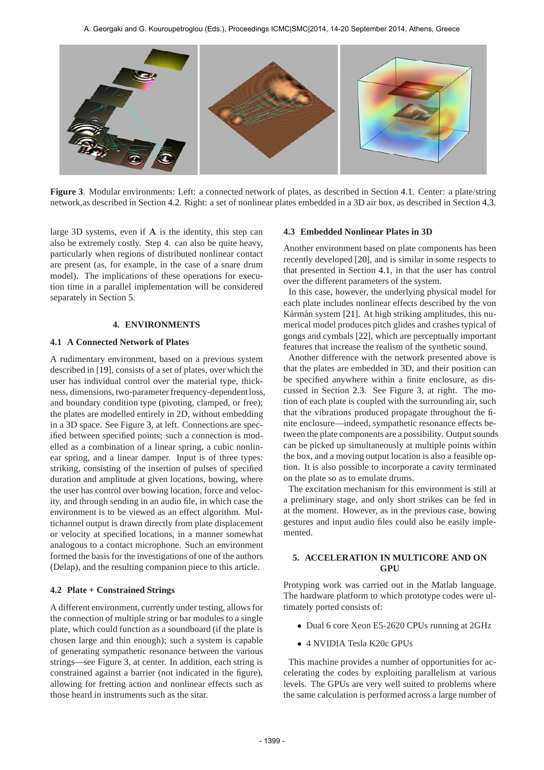**Figure 3**. Modular environments: Left: a connected network of plates, as described in Section 4.1. Center: a plate/string network,as described in Section 4.2. Right: a set of nonlinear plates embedded in a 3D air box, as described in Section 4.3.

large 3D systems, even if $\mathbf{A}$ is the identity, this step can also be extremely costly. Step 4. can also be quite heavy, particularly when regions of distributed nonlinear contact are present (as, for example, in the case of a snare drum model). The implications of these operations for execution time in a parallel implementation will be considered separately in Section 5.

## 4. ENVIRONMENTS

### 4.1 A Connected Network of Plates

A rudimentary environment, based on a previous system described in [19], consists of a set of plates, over which the user has individual control over the material type, thickness, dimensions, two-parameter frequency-dependent loss, and boundary condition type (pivoting, clamped, or free); the plates are modelled entirely in 2D, without embedding in a 3D space. See Figure 3, at left. Connections are specified between specified points; such a connection is modelled as a combination of a linear spring, a cubic nonlinear spring, and a linear damper. Input is of three types: striking, consisting of the insertion of pulses of specified duration and amplitude at given locations, bowing, where the user has control over bowing location, force and velocity, and through sending in an audio file, in which case the environment is to be viewed as an effect algorithm. Multichannel output is drawn directly from plate displacement or velocity at specified locations, in a manner somewhat analogous to a contact microphone. Such an environment formed the basis for the investigations of one of the authors (Delap), and the resulting companion piece to this article.

### 4.2 Plate + Constrained Strings

A different environment, currently under testing, allows for the connection of multiple string or bar modules to a single plate, which could function as a soundboard (if the plate is chosen large and thin enough); such a system is capable of generating sympathetic resonance between the various strings—see Figure 3, at center. In addition, each string is constrained against a barrier (not indicated in the figure), allowing for fretting action and nonlinear effects such as those heard in instruments such as the sitar.

### 4.3 Embedded Nonlinear Plates in 3D

Another environment based on plate components has been recently developed [20], and is similar in some respects to that presented in Section 4.1, in that the user has control over the different parameters of the system.

In this case, however, the underlying physical model for each plate includes nonlinear effects described by the von Kármán system [21]. At high striking amplitudes, this numerical model produces pitch glides and crashes typical of gongs and cymbals [22], which are perceptually important features that increase the realism of the synthetic sound.

Another difference with the network presented above is that the plates are embedded in 3D, and their position can be specified anywhere within a finite enclosure, as discussed in Section 2.3. See Figure 3, at right. The motion of each plate is coupled with the surrounding air, such that the vibrations produced propagate throughout the finite enclosure—indeed, sympathetic resonance effects between the plate components are a possibility. Output sounds can be picked up simultaneously at multiple points within the box, and a moving output location is also a feasible option. It is also possible to incorporate a cavity terminated on the plate so as to emulate drums.

The excitation mechanism for this environment is still at a preliminary stage, and only short strikes can be fed in at the moment. However, as in the previous case, bowing gestures and input audio files could also be easily implemented.

## 5. ACCELERATION IN MULTICORE AND ON GPU

Protyping work was carried out in the Matlab language. The hardware platform to which prototype codes were ultimately ported consists of:

- Dual 6 core Xeon E5-2620 CPUs running at 2GHz
- 4 NVIDIA Tesla K20c GPUs

This machine provides a number of opportunities for accelerating the codes by exploiting parallelism at various levels. The GPUs are very well suited to problems where the same calculation is performed across a large number of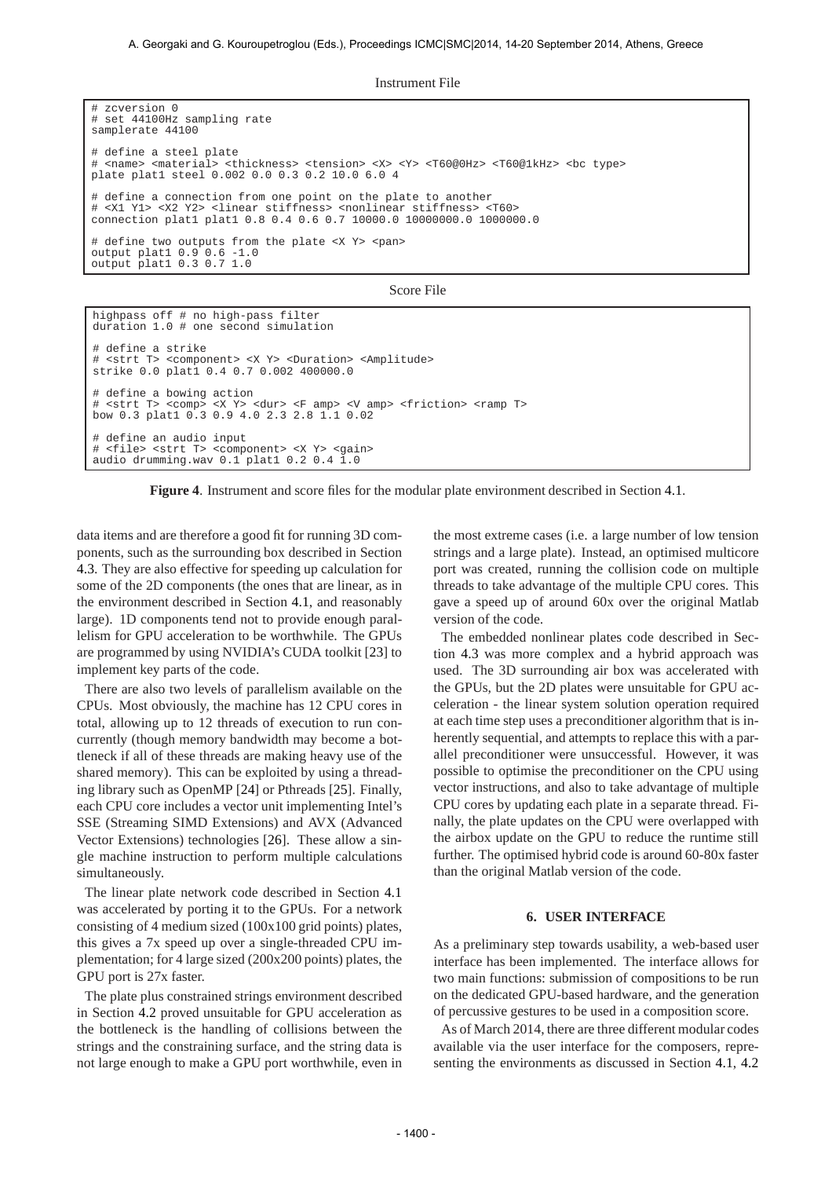Instrument File

```
# zcversion 0
# set 44100Hz sampling rate
samplerate 44100

# define a steel plate
# <name> <material> <thickness> <tension> <X> <Y> <T60@0Hz> <T60@1kHz> <bc type>
plate plat1 steel 0.002 0.0 0.3 0.2 10.0 6.0 4

# define a connection from one point on the plate to another
# <X1 Y1> <X2 Y2> <linear stiffness> <nonlinear stiffness> <T60>
connection plat1 plat1 0.8 0.4 0.6 0.7 10000.0 10000000.0 1000000.0

# define two outputs from the plate <X Y> <pan>
output plat1 0.9 0.6 -1.0
output plat1 0.3 0.7 1.0
```

Score File

```
highpass off # no high-pass filter
duration 1.0 # one second simulation

# define a strike
# <strt T> <component> <X Y> <Duration> <Amplitude>
strike 0.0 plat1 0.4 0.7 0.002 400000.0

# define a bowing action
# <strt T> <comp> <X Y> <dur> <F amp> <V amp> <friction> <ramp T>
bow 0.3 plat1 0.3 0.9 4.0 2.3 2.8 1.1 0.02

# define an audio input
# <file> <strt T> <component> <X Y> <gain>
audio drumming.wav 0.1 plat1 0.2 0.4 1.0
```

**Figure 4**. Instrument and score files for the modular plate environment described in Section 4.1.

data items and are therefore a good fit for running 3D components, such as the surrounding box described in Section 4.3. They are also effective for speeding up calculation for some of the 2D components (the ones that are linear, as in the environment described in Section 4.1, and reasonably large). 1D components tend not to provide enough parallelism for GPU acceleration to be worthwhile. The GPUs are programmed by using NVIDIA's CUDA toolkit [23] to implement key parts of the code.

There are also two levels of parallelism available on the CPUs. Most obviously, the machine has 12 CPU cores in total, allowing up to 12 threads of execution to run concurrently (though memory bandwidth may become a bottleneck if all of these threads are making heavy use of the shared memory). This can be exploited by using a threading library such as OpenMP [24] or Pthreads [25]. Finally, each CPU core includes a vector unit implementing Intel's SSE (Streaming SIMD Extensions) and AVX (Advanced Vector Extensions) technologies [26]. These allow a single machine instruction to perform multiple calculations simultaneously.

The linear plate network code described in Section 4.1 was accelerated by porting it to the GPUs. For a network consisting of 4 medium sized (100x100 grid points) plates, this gives a 7x speed up over a single-threaded CPU implementation; for 4 large sized (200x200 points) plates, the GPU port is 27x faster.

The plate plus constrained strings environment described in Section 4.2 proved unsuitable for GPU acceleration as the bottleneck is the handling of collisions between the strings and the constraining surface, and the string data is not large enough to make a GPU port worthwhile, even in the most extreme cases (i.e. a large number of low tension strings and a large plate). Instead, an optimised multicore port was created, running the collision code on multiple threads to take advantage of the multiple CPU cores. This gave a speed up of around 60x over the original Matlab version of the code.

The embedded nonlinear plates code described in Section 4.3 was more complex and a hybrid approach was used. The 3D surrounding air box was accelerated with the GPUs, but the 2D plates were unsuitable for GPU acceleration - the linear system solution operation required at each time step uses a preconditioner algorithm that is inherently sequential, and attempts to replace this with a parallel preconditioner were unsuccessful. However, it was possible to optimise the preconditioner on the CPU using vector instructions, and also to take advantage of multiple CPU cores by updating each plate in a separate thread. Finally, the plate updates on the CPU were overlapped with the airbox update on the GPU to reduce the runtime still further. The optimised hybrid code is around 60-80x faster than the original Matlab version of the code.

## 6. USER INTERFACE

As a preliminary step towards usability, a web-based user interface has been implemented. The interface allows for two main functions: submission of compositions to be run on the dedicated GPU-based hardware, and the generation of percussive gestures to be used in a composition score.

As of March 2014, there are three different modular codes available via the user interface for the composers, representing the environments as discussed in Section 4.1, 4.2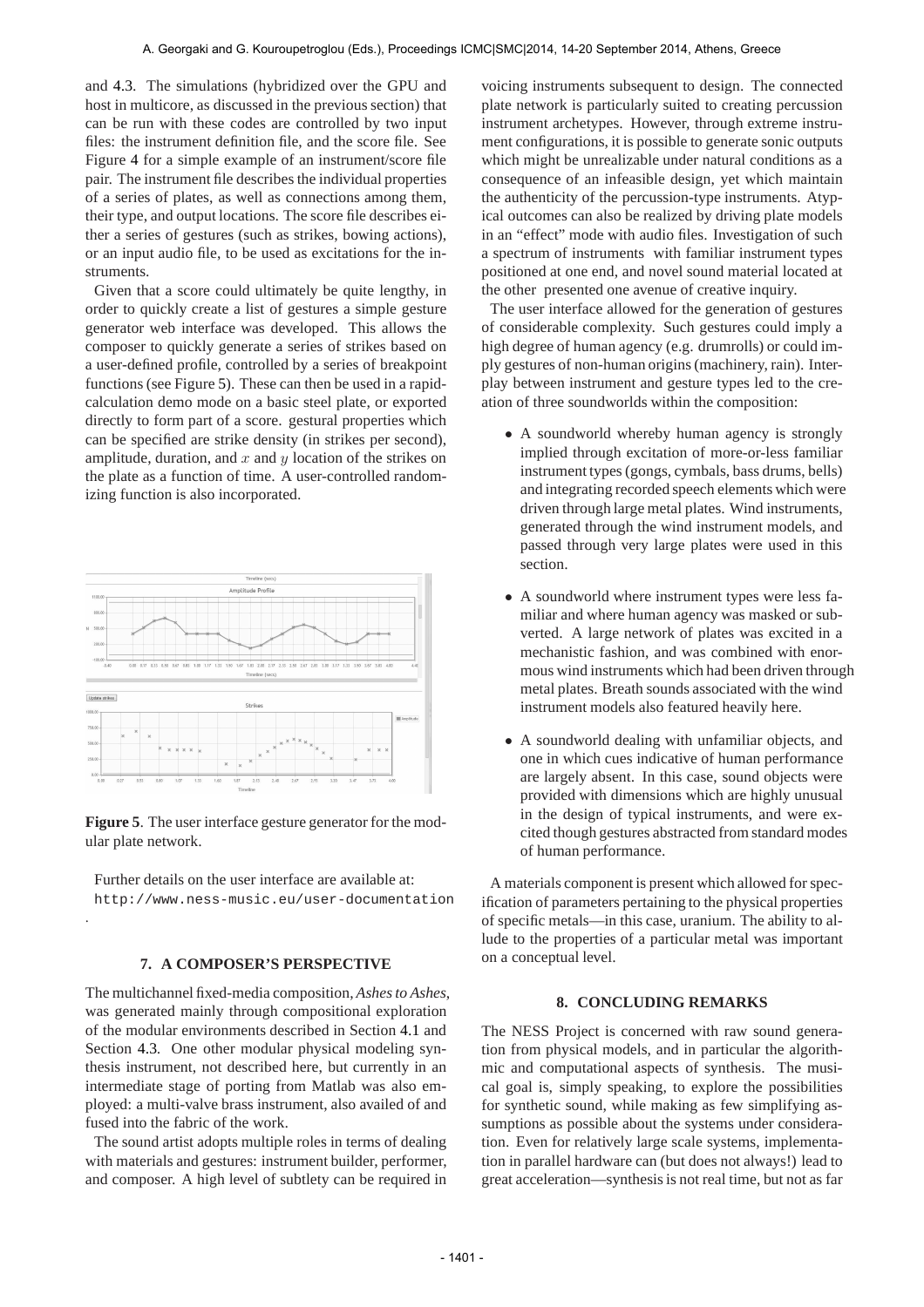and 4.3. The simulations (hybridized over the GPU and host in multicore, as discussed in the previous section) that can be run with these codes are controlled by two input files: the instrument definition file, and the score file. See Figure 4 for a simple example of an instrument/score file pair. The instrument file describes the individual properties of a series of plates, as well as connections among them, their type, and output locations. The score file describes either a series of gestures (such as strikes, bowing actions), or an input audio file, to be used as excitations for the instruments.

Given that a score could ultimately be quite lengthy, in order to quickly create a list of gestures a simple gesture generator web interface was developed. This allows the composer to quickly generate a series of strikes based on a user-defined profile, controlled by a series of breakpoint functions (see Figure 5). These can then be used in a rapid-calculation demo mode on a basic steel plate, or exported directly to form part of a score. gestural properties which can be specified are strike density (in strikes per second), amplitude, duration, and $x$ and $y$ location of the strikes on the plate as a function of time. A user-controlled randomizing function is also incorporated.

**Figure 5**. The user interface gesture generator for the modular plate network.

Further details on the user interface are available at: http://www.ness-music.eu/user-documentation .

## 7. A COMPOSER'S PERSPECTIVE

The multichannel fixed-media composition, *Ashes to Ashes*, was generated mainly through compositional exploration of the modular environments described in Section 4.1 and Section 4.3. One other modular physical modeling synthesis instrument, not described here, but currently in an intermediate stage of porting from Matlab was also employed: a multi-valve brass instrument, also availed of and fused into the fabric of the work.

The sound artist adopts multiple roles in terms of dealing with materials and gestures: instrument builder, performer, and composer. A high level of subtlety can be required in voicing instruments subsequent to design. The connected plate network is particularly suited to creating percussion instrument archetypes. However, through extreme instrument configurations, it is possible to generate sonic outputs which might be unrealizable under natural conditions as a consequence of an infeasible design, yet which maintain the authenticity of the percussion-type instruments. Atypical outcomes can also be realized by driving plate models in an "effect" mode with audio files. Investigation of such a spectrum of instruments with familiar instrument types positioned at one end, and novel sound material located at the other presented one avenue of creative inquiry.

The user interface allowed for the generation of gestures of considerable complexity. Such gestures could imply a high degree of human agency (e.g. drumrolls) or could imply gestures of non-human origins (machinery, rain). Interplay between instrument and gesture types led to the creation of three soundworlds within the composition:

- A soundworld whereby human agency is strongly implied through excitation of more-or-less familiar instrument types (gongs, cymbals, bass drums, bells) and integrating recorded speech elements which were driven through large metal plates. Wind instruments, generated through the wind instrument models, and passed through very large plates were used in this section.
- A soundworld where instrument types were less familiar and where human agency was masked or subverted. A large network of plates was excited in a mechanistic fashion, and was combined with enormous wind instruments which had been driven through metal plates. Breath sounds associated with the wind instrument models also featured heavily here.
- A soundworld dealing with unfamiliar objects, and one in which cues indicative of human performance are largely absent. In this case, sound objects were provided with dimensions which are highly unusual in the design of typical instruments, and were excited though gestures abstracted from standard modes of human performance.

A materials component is present which allowed for specification of parameters pertaining to the physical properties of specific metals—in this case, uranium. The ability to allude to the properties of a particular metal was important on a conceptual level.

## 8. CONCLUDING REMARKS

The NESS Project is concerned with raw sound generation from physical models, and in particular the algorithmic and computational aspects of synthesis. The musical goal is, simply speaking, to explore the possibilities for synthetic sound, while making as few simplifying assumptions as possible about the systems under consideration. Even for relatively large scale systems, implementation in parallel hardware can (but does not always!) lead to great acceleration—synthesis is not real time, but not as far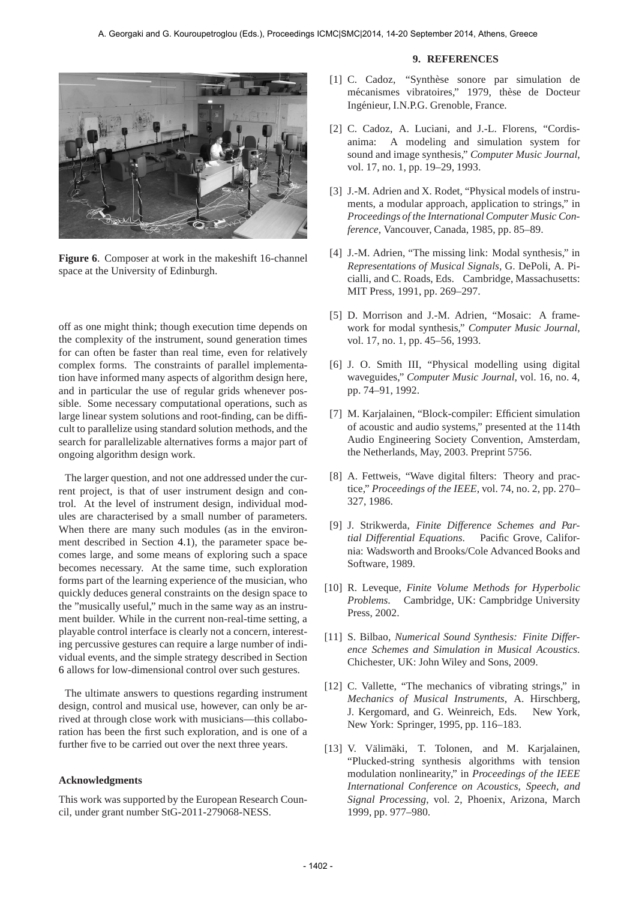**Figure 6**. Composer at work in the makeshift 16-channel space at the University of Edinburgh.

off as one might think; though execution time depends on the complexity of the instrument, sound generation times for can often be faster than real time, even for relatively complex forms. The constraints of parallel implementation have informed many aspects of algorithm design here, and in particular the use of regular grids whenever possible. Some necessary computational operations, such as large linear system solutions and root-finding, can be difficult to parallelize using standard solution methods, and the search for parallelizable alternatives forms a major part of ongoing algorithm design work.

The larger question, and not one addressed under the current project, is that of user instrument design and control. At the level of instrument design, individual modules are characterised by a small number of parameters. When there are many such modules (as in the environment described in Section 4.1), the parameter space becomes large, and some means of exploring such a space becomes necessary. At the same time, such exploration forms part of the learning experience of the musician, who quickly deduces general constraints on the design space to the "musically useful," much in the same way as an instrument builder. While in the current non-real-time setting, a playable control interface is clearly not a concern, interesting percussive gestures can require a large number of individual events, and the simple strategy described in Section 6 allows for low-dimensional control over such gestures.

The ultimate answers to questions regarding instrument design, control and musical use, however, can only be arrived at through close work with musicians—this collaboration has been the first such exploration, and is one of a further five to be carried out over the next three years.

### Acknowledgments

This work was supported by the European Research Council, under grant number StG-2011-279068-NESS.

## 9. REFERENCES

[1] C. Cadoz, "Synthèse sonore par simulation de mécanismes vibratoires," 1979, thèse de Docteur Ingénieur, I.N.P.G. Grenoble, France.

[2] C. Cadoz, A. Luciani, and J.-L. Florens, "Cordis-anima: A modeling and simulation system for sound and image synthesis," *Computer Music Journal*, vol. 17, no. 1, pp. 19–29, 1993.

[3] J.-M. Adrien and X. Rodet, "Physical models of instruments, a modular approach, application to strings," in *Proceedings of the International Computer Music Conference*, Vancouver, Canada, 1985, pp. 85–89.

[4] J.-M. Adrien, "The missing link: Modal synthesis," in *Representations of Musical Signals*, G. DePoli, A. Picialli, and C. Roads, Eds. Cambridge, Massachusetts: MIT Press, 1991, pp. 269–297.

[5] D. Morrison and J.-M. Adrien, "Mosaic: A framework for modal synthesis," *Computer Music Journal*, vol. 17, no. 1, pp. 45–56, 1993.

[6] J. O. Smith III, "Physical modelling using digital waveguides," *Computer Music Journal*, vol. 16, no. 4, pp. 74–91, 1992.

[7] M. Karjalainen, "Block-compiler: Efficient simulation of acoustic and audio systems," presented at the 114th Audio Engineering Society Convention, Amsterdam, the Netherlands, May, 2003. Preprint 5756.

[8] A. Fettweis, "Wave digital filters: Theory and practice," *Proceedings of the IEEE*, vol. 74, no. 2, pp. 270–327, 1986.

[9] J. Strikwerda, *Finite Difference Schemes and Partial Differential Equations*. Pacific Grove, California: Wadsworth and Brooks/Cole Advanced Books and Software, 1989.

[10] R. Leveque, *Finite Volume Methods for Hyperbolic Problems*. Cambridge, UK: Campbridge University Press, 2002.

[11] S. Bilbao, *Numerical Sound Synthesis: Finite Difference Schemes and Simulation in Musical Acoustics*. Chichester, UK: John Wiley and Sons, 2009.

[12] C. Vallette, "The mechanics of vibrating strings," in *Mechanics of Musical Instruments*, A. Hirschberg, J. Kergomard, and G. Weinreich, Eds. New York, New York: Springer, 1995, pp. 116–183.

[13] V. Välimäki, T. Tolonen, and M. Karjalainen, "Plucked-string synthesis algorithms with tension modulation nonlinearity," in *Proceedings of the IEEE International Conference on Acoustics, Speech, and Signal Processing*, vol. 2, Phoenix, Arizona, March 1999, pp. 977–980.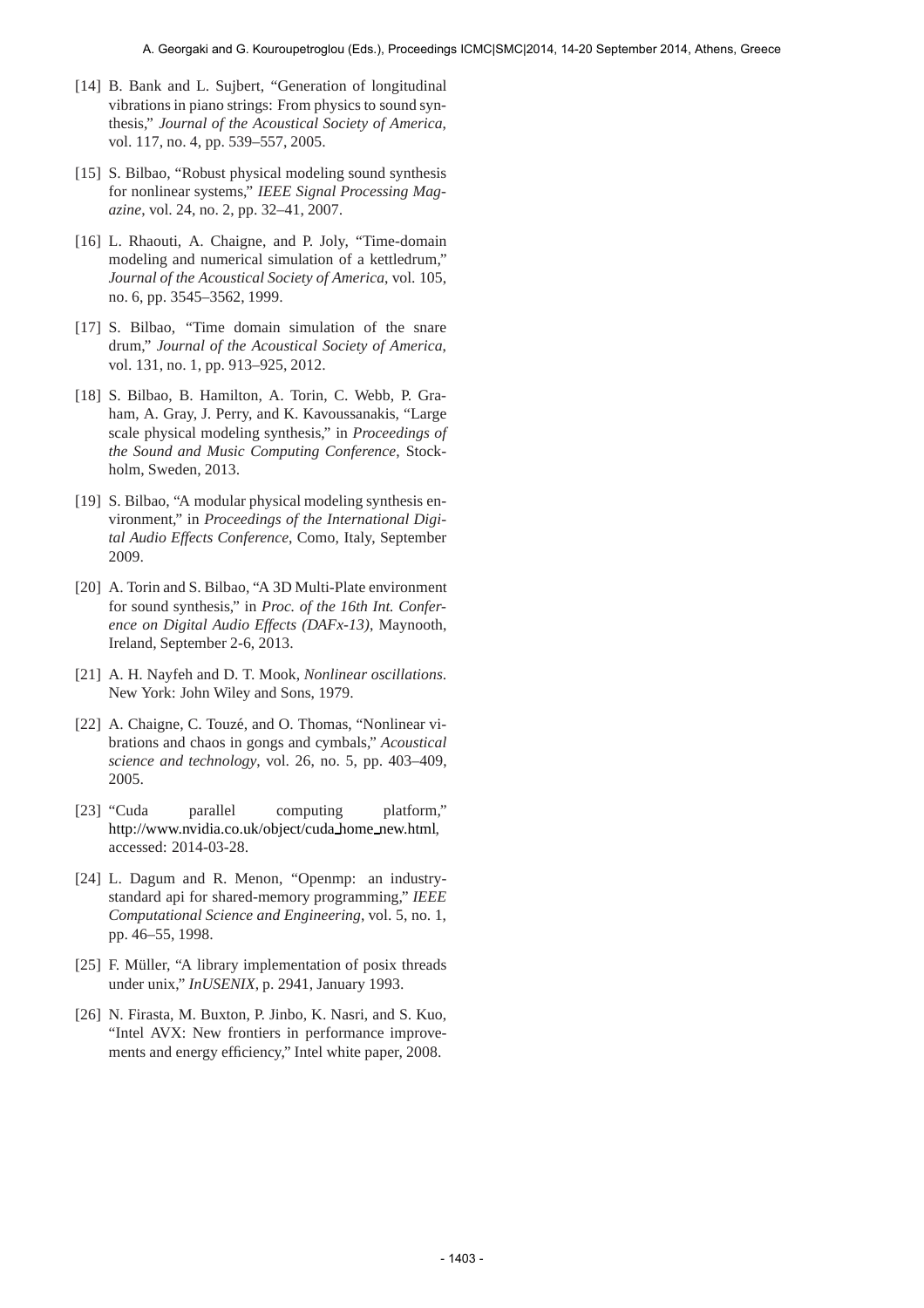[14] B. Bank and L. Sujbert, "Generation of longitudinal vibrations in piano strings: From physics to sound synthesis," *Journal of the Acoustical Society of America*, vol. 117, no. 4, pp. 539–557, 2005.

[15] S. Bilbao, "Robust physical modeling sound synthesis for nonlinear systems," *IEEE Signal Processing Magazine*, vol. 24, no. 2, pp. 32–41, 2007.

[16] L. Rhaouti, A. Chaigne, and P. Joly, "Time-domain modeling and numerical simulation of a kettledrum," *Journal of the Acoustical Society of America*, vol. 105, no. 6, pp. 3545–3562, 1999.

[17] S. Bilbao, "Time domain simulation of the snare drum," *Journal of the Acoustical Society of America*, vol. 131, no. 1, pp. 913–925, 2012.

[18] S. Bilbao, B. Hamilton, A. Torin, C. Webb, P. Graham, A. Gray, J. Perry, and K. Kavoussanakis, "Large scale physical modeling synthesis," in *Proceedings of the Sound and Music Computing Conference*, Stockholm, Sweden, 2013.

[19] S. Bilbao, "A modular physical modeling synthesis environment," in *Proceedings of the International Digital Audio Effects Conference*, Como, Italy, September 2009.

[20] A. Torin and S. Bilbao, "A 3D Multi-Plate environment for sound synthesis," in *Proc. of the 16th Int. Conference on Digital Audio Effects (DAFx-13)*, Maynooth, Ireland, September 2-6, 2013.

[21] A. H. Nayfeh and D. T. Mook, *Nonlinear oscillations*. New York: John Wiley and Sons, 1979.

[22] A. Chaigne, C. Touzé, and O. Thomas, "Nonlinear vibrations and chaos in gongs and cymbals," *Acoustical science and technology*, vol. 26, no. 5, pp. 403–409, 2005.

[23] "Cuda parallel computing platform," http://www.nvidia.co.uk/object/cuda_home_new.html, accessed: 2014-03-28.

[24] L. Dagum and R. Menon, "Openmp: an industry-standard api for shared-memory programming," *IEEE Computational Science and Engineering*, vol. 5, no. 1, pp. 46–55, 1998.

[25] F. Müller, "A library implementation of posix threads under unix," *InUSENIX*, p. 2941, January 1993.

[26] N. Firasta, M. Buxton, P. Jinbo, K. Nasri, and S. Kuo, "Intel AVX: New frontiers in performance improvements and energy efficiency," Intel white paper, 2008.